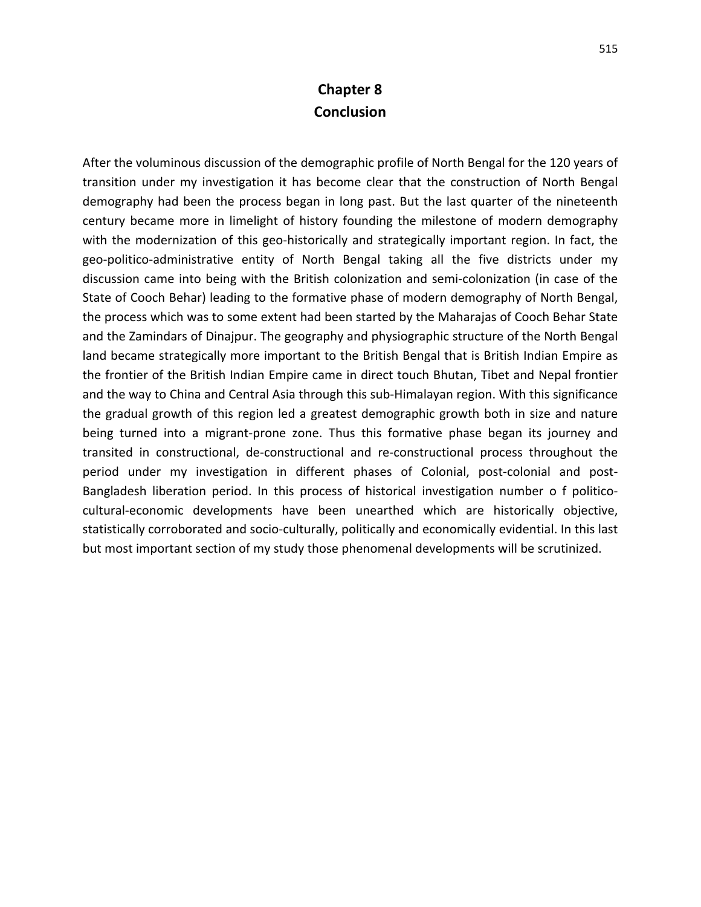# Chapter 8
# Conclusion

After the voluminous discussion of the demographic profile of North Bengal for the 120 years of transition under my investigation it has become clear that the construction of North Bengal demography had been the process began in long past. But the last quarter of the nineteenth century became more in limelight of history founding the milestone of modern demography with the modernization of this geo-historically and strategically important region. In fact, the geo-politico-administrative entity of North Bengal taking all the five districts under my discussion came into being with the British colonization and semi-colonization (in case of the State of Cooch Behar) leading to the formative phase of modern demography of North Bengal, the process which was to some extent had been started by the Maharajas of Cooch Behar State and the Zamindars of Dinajpur. The geography and physiographic structure of the North Bengal land became strategically more important to the British Bengal that is British Indian Empire as the frontier of the British Indian Empire came in direct touch Bhutan, Tibet and Nepal frontier and the way to China and Central Asia through this sub-Himalayan region. With this significance the gradual growth of this region led a greatest demographic growth both in size and nature being turned into a migrant-prone zone. Thus this formative phase began its journey and transited in constructional, de-constructional and re-constructional process throughout the period under my investigation in different phases of Colonial, post-colonial and post-Bangladesh liberation period. In this process of historical investigation number o f politico-cultural-economic developments have been unearthed which are historically objective, statistically corroborated and socio-culturally, politically and economically evidential. In this last but most important section of my study those phenomenal developments will be scrutinized.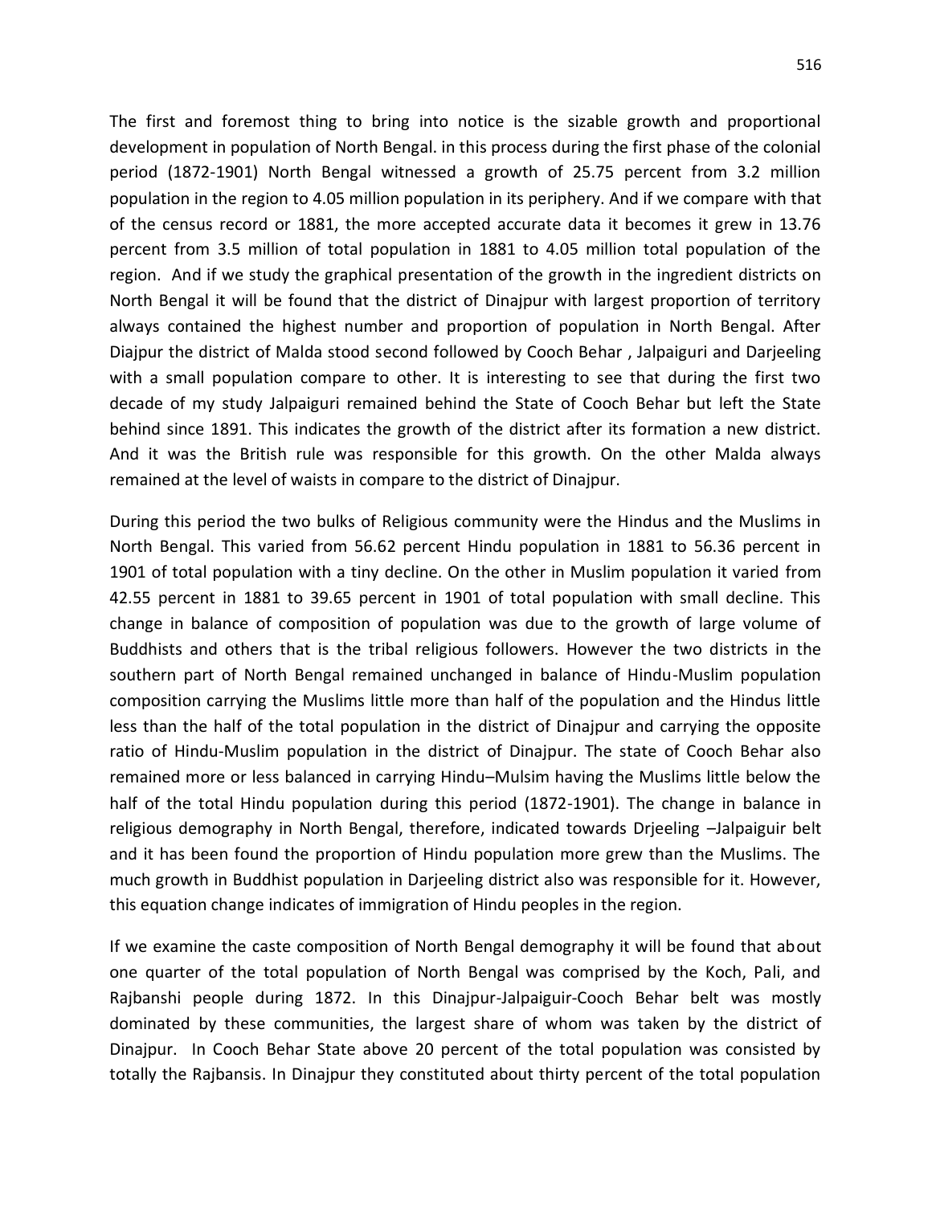The first and foremost thing to bring into notice is the sizable growth and proportional development in population of North Bengal. in this process during the first phase of the colonial period (1872-1901) North Bengal witnessed a growth of 25.75 percent from 3.2 million population in the region to 4.05 million population in its periphery. And if we compare with that of the census record or 1881, the more accepted accurate data it becomes it grew in 13.76 percent from 3.5 million of total population in 1881 to 4.05 million total population of the region. And if we study the graphical presentation of the growth in the ingredient districts on North Bengal it will be found that the district of Dinajpur with largest proportion of territory always contained the highest number and proportion of population in North Bengal. After Diajpur the district of Malda stood second followed by Cooch Behar , Jalpaiguri and Darjeeling with a small population compare to other. It is interesting to see that during the first two decade of my study Jalpaiguri remained behind the State of Cooch Behar but left the State behind since 1891. This indicates the growth of the district after its formation a new district. And it was the British rule was responsible for this growth. On the other Malda always remained at the level of waists in compare to the district of Dinajpur.

During this period the two bulks of Religious community were the Hindus and the Muslims in North Bengal. This varied from 56.62 percent Hindu population in 1881 to 56.36 percent in 1901 of total population with a tiny decline. On the other in Muslim population it varied from 42.55 percent in 1881 to 39.65 percent in 1901 of total population with small decline. This change in balance of composition of population was due to the growth of large volume of Buddhists and others that is the tribal religious followers. However the two districts in the southern part of North Bengal remained unchanged in balance of Hindu-Muslim population composition carrying the Muslims little more than half of the population and the Hindus little less than the half of the total population in the district of Dinajpur and carrying the opposite ratio of Hindu-Muslim population in the district of Dinajpur. The state of Cooch Behar also remained more or less balanced in carrying Hindu–Mulsim having the Muslims little below the half of the total Hindu population during this period (1872-1901). The change in balance in religious demography in North Bengal, therefore, indicated towards Drjeeling –Jalpaiguir belt and it has been found the proportion of Hindu population more grew than the Muslims. The much growth in Buddhist population in Darjeeling district also was responsible for it. However, this equation change indicates of immigration of Hindu peoples in the region.

If we examine the caste composition of North Bengal demography it will be found that about one quarter of the total population of North Bengal was comprised by the Koch, Pali, and Rajbanshi people during 1872. In this Dinajpur-Jalpaiguir-Cooch Behar belt was mostly dominated by these communities, the largest share of whom was taken by the district of Dinajpur. In Cooch Behar State above 20 percent of the total population was consisted by totally the Rajbansis. In Dinajpur they constituted about thirty percent of the total population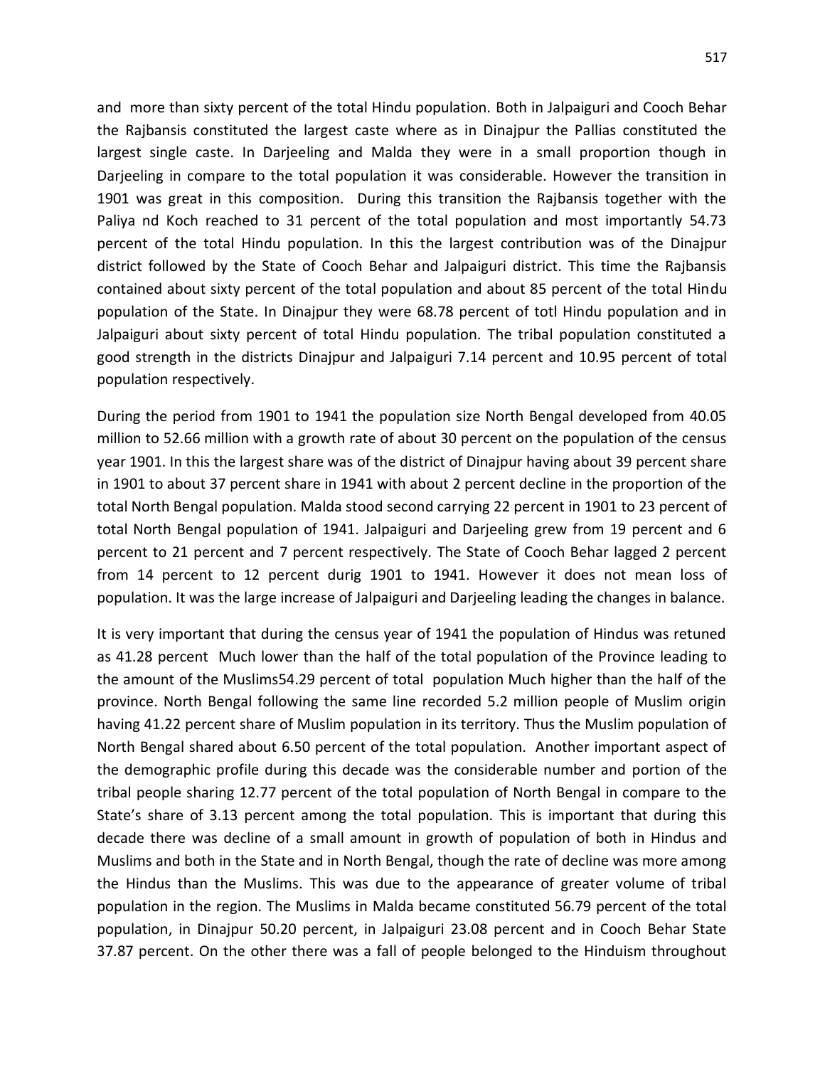and more than sixty percent of the total Hindu population. Both in Jalpaiguri and Cooch Behar the Rajbansis constituted the largest caste where as in Dinajpur the Pallias constituted the largest single caste. In Darjeeling and Malda they were in a small proportion though in Darjeeling in compare to the total population it was considerable. However the transition in 1901 was great in this composition. During this transition the Rajbansis together with the Paliya nd Koch reached to 31 percent of the total population and most importantly 54.73 percent of the total Hindu population. In this the largest contribution was of the Dinajpur district followed by the State of Cooch Behar and Jalpaiguri district. This time the Rajbansis contained about sixty percent of the total population and about 85 percent of the total Hindu population of the State. In Dinajpur they were 68.78 percent of totl Hindu population and in Jalpaiguri about sixty percent of total Hindu population. The tribal population constituted a good strength in the districts Dinajpur and Jalpaiguri 7.14 percent and 10.95 percent of total population respectively.

During the period from 1901 to 1941 the population size North Bengal developed from 40.05 million to 52.66 million with a growth rate of about 30 percent on the population of the census year 1901. In this the largest share was of the district of Dinajpur having about 39 percent share in 1901 to about 37 percent share in 1941 with about 2 percent decline in the proportion of the total North Bengal population. Malda stood second carrying 22 percent in 1901 to 23 percent of total North Bengal population of 1941. Jalpaiguri and Darjeeling grew from 19 percent and 6 percent to 21 percent and 7 percent respectively. The State of Cooch Behar lagged 2 percent from 14 percent to 12 percent durig 1901 to 1941. However it does not mean loss of population. It was the large increase of Jalpaiguri and Darjeeling leading the changes in balance.

It is very important that during the census year of 1941 the population of Hindus was retuned as 41.28 percent Much lower than the half of the total population of the Province leading to the amount of the Muslims54.29 percent of total population Much higher than the half of the province. North Bengal following the same line recorded 5.2 million people of Muslim origin having 41.22 percent share of Muslim population in its territory. Thus the Muslim population of North Bengal shared about 6.50 percent of the total population. Another important aspect of the demographic profile during this decade was the considerable number and portion of the tribal people sharing 12.77 percent of the total population of North Bengal in compare to the State's share of 3.13 percent among the total population. This is important that during this decade there was decline of a small amount in growth of population of both in Hindus and Muslims and both in the State and in North Bengal, though the rate of decline was more among the Hindus than the Muslims. This was due to the appearance of greater volume of tribal population in the region. The Muslims in Malda became constituted 56.79 percent of the total population, in Dinajpur 50.20 percent, in Jalpaiguri 23.08 percent and in Cooch Behar State 37.87 percent. On the other there was a fall of people belonged to the Hinduism throughout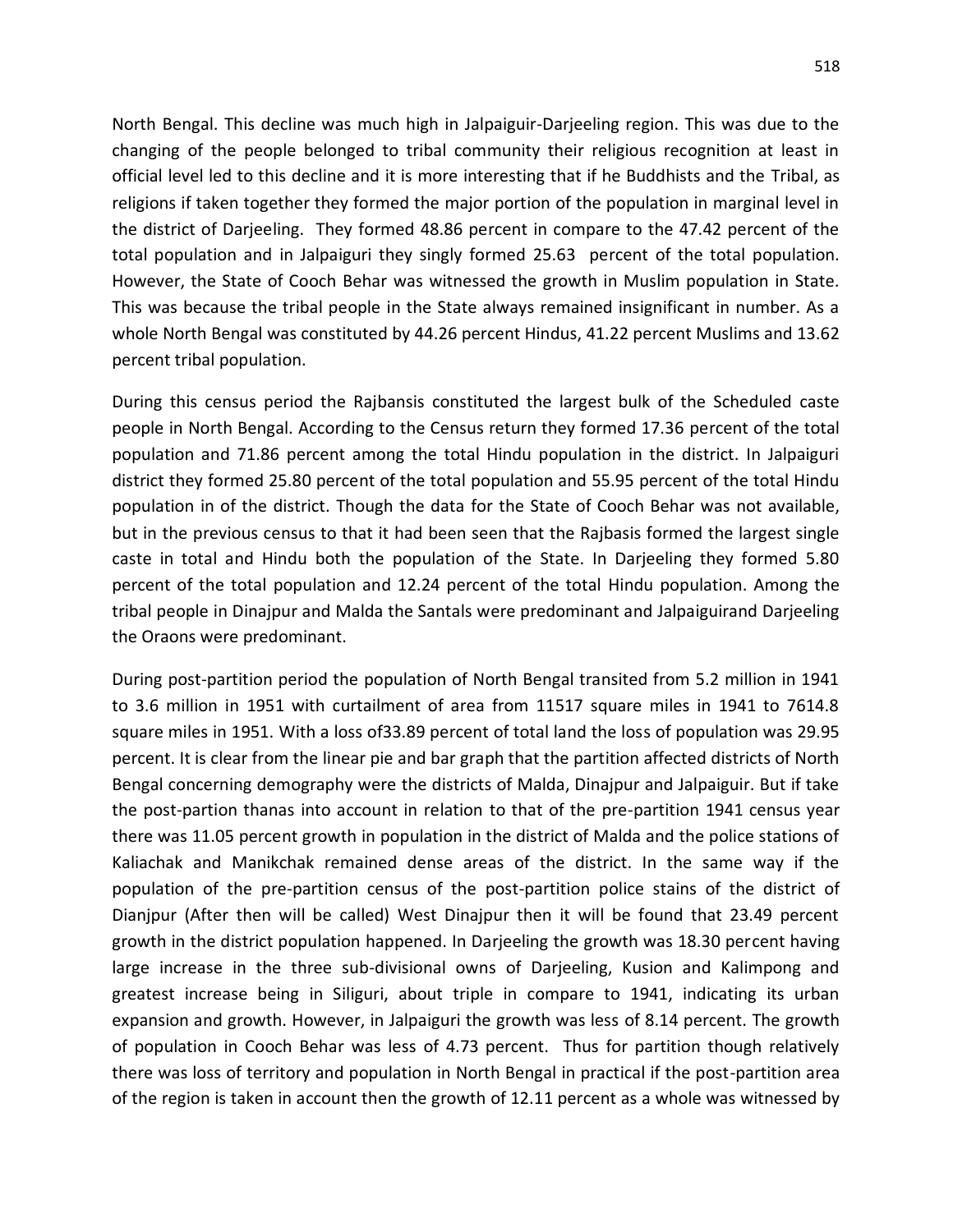North Bengal. This decline was much high in Jalpaiguir-Darjeeling region. This was due to the changing of the people belonged to tribal community their religious recognition at least in official level led to this decline and it is more interesting that if he Buddhists and the Tribal, as religions if taken together they formed the major portion of the population in marginal level in the district of Darjeeling. They formed 48.86 percent in compare to the 47.42 percent of the total population and in Jalpaiguri they singly formed 25.63 percent of the total population. However, the State of Cooch Behar was witnessed the growth in Muslim population in State. This was because the tribal people in the State always remained insignificant in number. As a whole North Bengal was constituted by 44.26 percent Hindus, 41.22 percent Muslims and 13.62 percent tribal population.

During this census period the Rajbansis constituted the largest bulk of the Scheduled caste people in North Bengal. According to the Census return they formed 17.36 percent of the total population and 71.86 percent among the total Hindu population in the district. In Jalpaiguri district they formed 25.80 percent of the total population and 55.95 percent of the total Hindu population in of the district. Though the data for the State of Cooch Behar was not available, but in the previous census to that it had been seen that the Rajbasis formed the largest single caste in total and Hindu both the population of the State. In Darjeeling they formed 5.80 percent of the total population and 12.24 percent of the total Hindu population. Among the tribal people in Dinajpur and Malda the Santals were predominant and Jalpaiguirand Darjeeling the Oraons were predominant.

During post-partition period the population of North Bengal transited from 5.2 million in 1941 to 3.6 million in 1951 with curtailment of area from 11517 square miles in 1941 to 7614.8 square miles in 1951. With a loss of33.89 percent of total land the loss of population was 29.95 percent. It is clear from the linear pie and bar graph that the partition affected districts of North Bengal concerning demography were the districts of Malda, Dinajpur and Jalpaiguir. But if take the post-partion thanas into account in relation to that of the pre-partition 1941 census year there was 11.05 percent growth in population in the district of Malda and the police stations of Kaliachak and Manikchak remained dense areas of the district. In the same way if the population of the pre-partition census of the post-partition police stains of the district of Dianjpur (After then will be called) West Dinajpur then it will be found that 23.49 percent growth in the district population happened. In Darjeeling the growth was 18.30 percent having large increase in the three sub-divisional owns of Darjeeling, Kusion and Kalimpong and greatest increase being in Siliguri, about triple in compare to 1941, indicating its urban expansion and growth. However, in Jalpaiguri the growth was less of 8.14 percent. The growth of population in Cooch Behar was less of 4.73 percent. Thus for partition though relatively there was loss of territory and population in North Bengal in practical if the post-partition area of the region is taken in account then the growth of 12.11 percent as a whole was witnessed by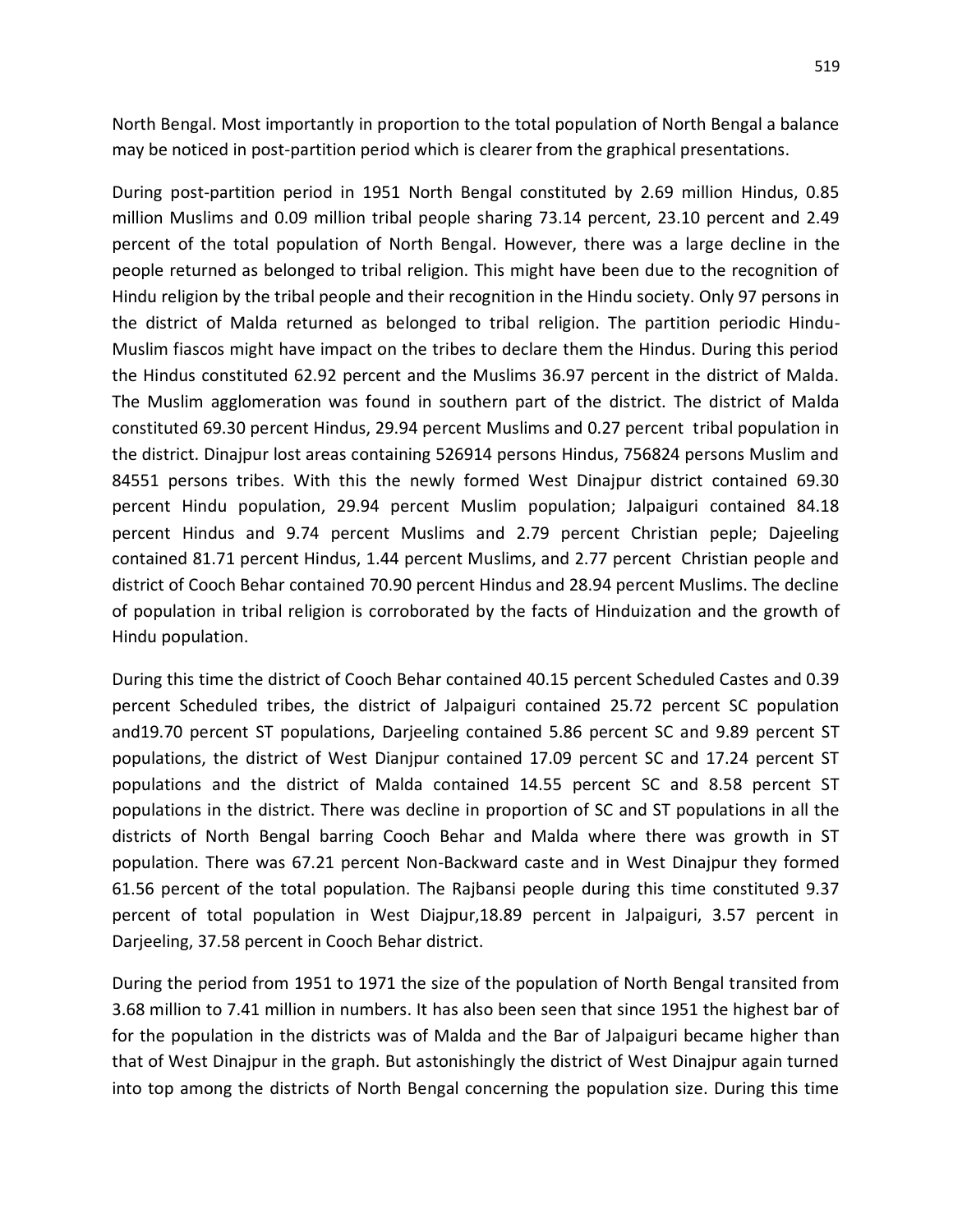North Bengal. Most importantly in proportion to the total population of North Bengal a balance may be noticed in post-partition period which is clearer from the graphical presentations.

During post-partition period in 1951 North Bengal constituted by 2.69 million Hindus, 0.85 million Muslims and 0.09 million tribal people sharing 73.14 percent, 23.10 percent and 2.49 percent of the total population of North Bengal. However, there was a large decline in the people returned as belonged to tribal religion. This might have been due to the recognition of Hindu religion by the tribal people and their recognition in the Hindu society. Only 97 persons in the district of Malda returned as belonged to tribal religion. The partition periodic Hindu-Muslim fiascos might have impact on the tribes to declare them the Hindus. During this period the Hindus constituted 62.92 percent and the Muslims 36.97 percent in the district of Malda. The Muslim agglomeration was found in southern part of the district. The district of Malda constituted 69.30 percent Hindus, 29.94 percent Muslims and 0.27 percent tribal population in the district. Dinajpur lost areas containing 526914 persons Hindus, 756824 persons Muslim and 84551 persons tribes. With this the newly formed West Dinajpur district contained 69.30 percent Hindu population, 29.94 percent Muslim population; Jalpaiguri contained 84.18 percent Hindus and 9.74 percent Muslims and 2.79 percent Christian peple; Dajeeling contained 81.71 percent Hindus, 1.44 percent Muslims, and 2.77 percent Christian people and district of Cooch Behar contained 70.90 percent Hindus and 28.94 percent Muslims. The decline of population in tribal religion is corroborated by the facts of Hinduization and the growth of Hindu population.

During this time the district of Cooch Behar contained 40.15 percent Scheduled Castes and 0.39 percent Scheduled tribes, the district of Jalpaiguri contained 25.72 percent SC population and19.70 percent ST populations, Darjeeling contained 5.86 percent SC and 9.89 percent ST populations, the district of West Dianjpur contained 17.09 percent SC and 17.24 percent ST populations and the district of Malda contained 14.55 percent SC and 8.58 percent ST populations in the district. There was decline in proportion of SC and ST populations in all the districts of North Bengal barring Cooch Behar and Malda where there was growth in ST population. There was 67.21 percent Non-Backward caste and in West Dinajpur they formed 61.56 percent of the total population. The Rajbansi people during this time constituted 9.37 percent of total population in West Diajpur,18.89 percent in Jalpaiguri, 3.57 percent in Darjeeling, 37.58 percent in Cooch Behar district.

During the period from 1951 to 1971 the size of the population of North Bengal transited from 3.68 million to 7.41 million in numbers. It has also been seen that since 1951 the highest bar of for the population in the districts was of Malda and the Bar of Jalpaiguri became higher than that of West Dinajpur in the graph. But astonishingly the district of West Dinajpur again turned into top among the districts of North Bengal concerning the population size. During this time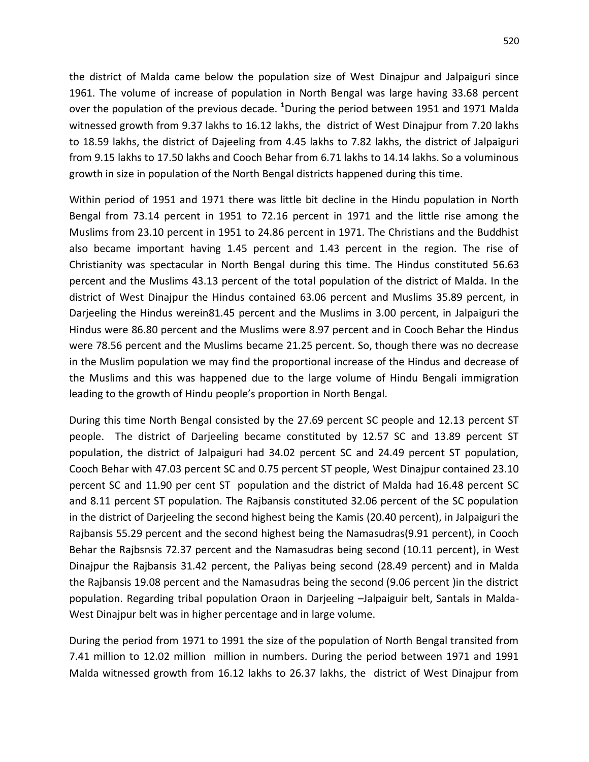the district of Malda came below the population size of West Dinajpur and Jalpaiguri since 1961. The volume of increase of population in North Bengal was large having 33.68 percent over the population of the previous decade. [1]During the period between 1951 and 1971 Malda witnessed growth from 9.37 lakhs to 16.12 lakhs, the district of West Dinajpur from 7.20 lakhs to 18.59 lakhs, the district of Dajeeling from 4.45 lakhs to 7.82 lakhs, the district of Jalpaiguri from 9.15 lakhs to 17.50 lakhs and Cooch Behar from 6.71 lakhs to 14.14 lakhs. So a voluminous growth in size in population of the North Bengal districts happened during this time.

Within period of 1951 and 1971 there was little bit decline in the Hindu population in North Bengal from 73.14 percent in 1951 to 72.16 percent in 1971 and the little rise among the Muslims from 23.10 percent in 1951 to 24.86 percent in 1971. The Christians and the Buddhist also became important having 1.45 percent and 1.43 percent in the region. The rise of Christianity was spectacular in North Bengal during this time. The Hindus constituted 56.63 percent and the Muslims 43.13 percent of the total population of the district of Malda. In the district of West Dinajpur the Hindus contained 63.06 percent and Muslims 35.89 percent, in Darjeeling the Hindus werein81.45 percent and the Muslims in 3.00 percent, in Jalpaiguri the Hindus were 86.80 percent and the Muslims were 8.97 percent and in Cooch Behar the Hindus were 78.56 percent and the Muslims became 21.25 percent. So, though there was no decrease in the Muslim population we may find the proportional increase of the Hindus and decrease of the Muslims and this was happened due to the large volume of Hindu Bengali immigration leading to the growth of Hindu people's proportion in North Bengal.

During this time North Bengal consisted by the 27.69 percent SC people and 12.13 percent ST people. The district of Darjeeling became constituted by 12.57 SC and 13.89 percent ST population, the district of Jalpaiguri had 34.02 percent SC and 24.49 percent ST population, Cooch Behar with 47.03 percent SC and 0.75 percent ST people, West Dinajpur contained 23.10 percent SC and 11.90 per cent ST population and the district of Malda had 16.48 percent SC and 8.11 percent ST population. The Rajbansis constituted 32.06 percent of the SC population in the district of Darjeeling the second highest being the Kamis (20.40 percent), in Jalpaiguri the Rajbansis 55.29 percent and the second highest being the Namasudras(9.91 percent), in Cooch Behar the Rajbsnsis 72.37 percent and the Namasudras being second (10.11 percent), in West Dinajpur the Rajbansis 31.42 percent, the Paliyas being second (28.49 percent) and in Malda the Rajbansis 19.08 percent and the Namasudras being the second (9.06 percent )in the district population. Regarding tribal population Oraon in Darjeeling –Jalpaiguir belt, Santals in Malda-West Dinajpur belt was in higher percentage and in large volume.

During the period from 1971 to 1991 the size of the population of North Bengal transited from 7.41 million to 12.02 million million in numbers. During the period between 1971 and 1991 Malda witnessed growth from 16.12 lakhs to 26.37 lakhs, the district of West Dinajpur from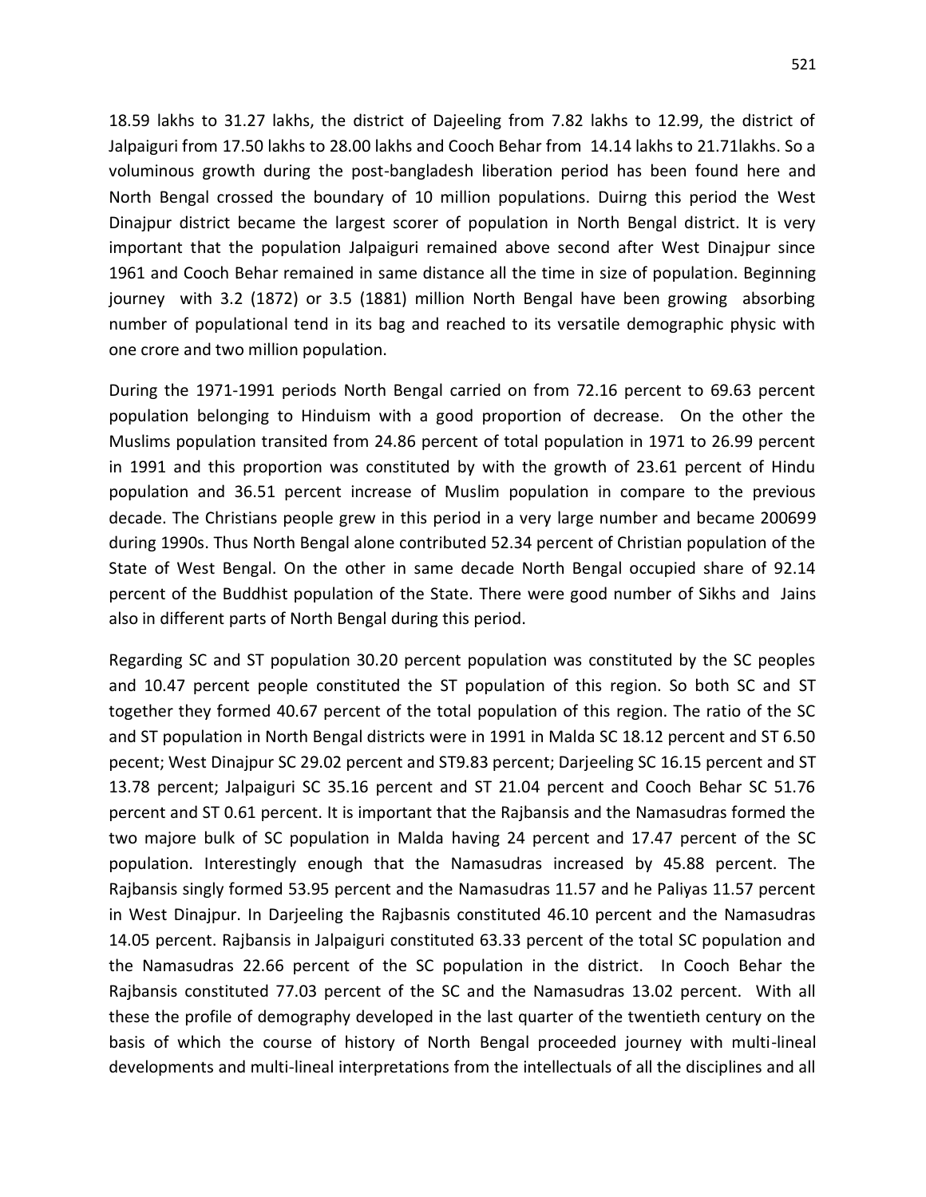18.59 lakhs to 31.27 lakhs, the district of Dajeeling from 7.82 lakhs to 12.99, the district of Jalpaiguri from 17.50 lakhs to 28.00 lakhs and Cooch Behar from 14.14 lakhs to 21.71lakhs. So a voluminous growth during the post-bangladesh liberation period has been found here and North Bengal crossed the boundary of 10 million populations. Duirng this period the West Dinajpur district became the largest scorer of population in North Bengal district. It is very important that the population Jalpaiguri remained above second after West Dinajpur since 1961 and Cooch Behar remained in same distance all the time in size of population. Beginning journey with 3.2 (1872) or 3.5 (1881) million North Bengal have been growing absorbing number of populational tend in its bag and reached to its versatile demographic physic with one crore and two million population.

During the 1971-1991 periods North Bengal carried on from 72.16 percent to 69.63 percent population belonging to Hinduism with a good proportion of decrease. On the other the Muslims population transited from 24.86 percent of total population in 1971 to 26.99 percent in 1991 and this proportion was constituted by with the growth of 23.61 percent of Hindu population and 36.51 percent increase of Muslim population in compare to the previous decade. The Christians people grew in this period in a very large number and became 200699 during 1990s. Thus North Bengal alone contributed 52.34 percent of Christian population of the State of West Bengal. On the other in same decade North Bengal occupied share of 92.14 percent of the Buddhist population of the State. There were good number of Sikhs and Jains also in different parts of North Bengal during this period.

Regarding SC and ST population 30.20 percent population was constituted by the SC peoples and 10.47 percent people constituted the ST population of this region. So both SC and ST together they formed 40.67 percent of the total population of this region. The ratio of the SC and ST population in North Bengal districts were in 1991 in Malda SC 18.12 percent and ST 6.50 pecent; West Dinajpur SC 29.02 percent and ST9.83 percent; Darjeeling SC 16.15 percent and ST 13.78 percent; Jalpaiguri SC 35.16 percent and ST 21.04 percent and Cooch Behar SC 51.76 percent and ST 0.61 percent. It is important that the Rajbansis and the Namasudras formed the two majore bulk of SC population in Malda having 24 percent and 17.47 percent of the SC population. Interestingly enough that the Namasudras increased by 45.88 percent. The Rajbansis singly formed 53.95 percent and the Namasudras 11.57 and he Paliyas 11.57 percent in West Dinajpur. In Darjeeling the Rajbasnis constituted 46.10 percent and the Namasudras 14.05 percent. Rajbansis in Jalpaiguri constituted 63.33 percent of the total SC population and the Namasudras 22.66 percent of the SC population in the district. In Cooch Behar the Rajbansis constituted 77.03 percent of the SC and the Namasudras 13.02 percent. With all these the profile of demography developed in the last quarter of the twentieth century on the basis of which the course of history of North Bengal proceeded journey with multi-lineal developments and multi-lineal interpretations from the intellectuals of all the disciplines and all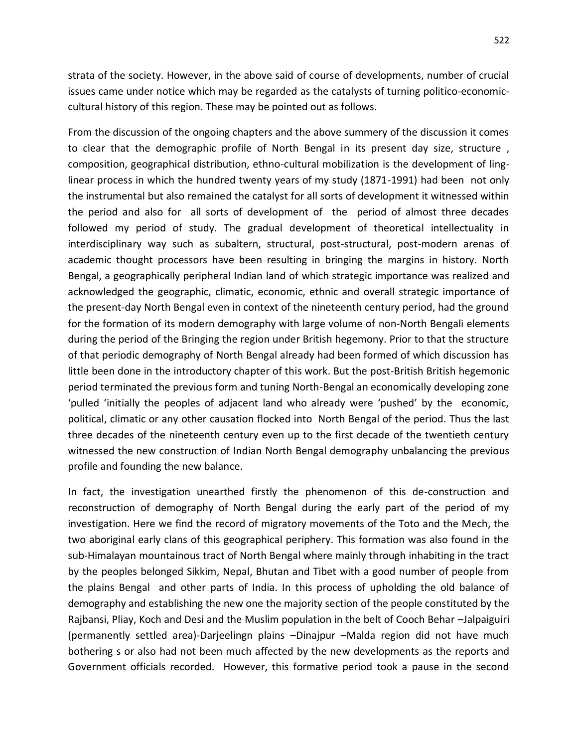strata of the society. However, in the above said of course of developments, number of crucial issues came under notice which may be regarded as the catalysts of turning politico-economic-cultural history of this region. These may be pointed out as follows.

From the discussion of the ongoing chapters and the above summery of the discussion it comes to clear that the demographic profile of North Bengal in its present day size, structure , composition, geographical distribution, ethno-cultural mobilization is the development of ling-linear process in which the hundred twenty years of my study (1871-1991) had been not only the instrumental but also remained the catalyst for all sorts of development it witnessed within the period and also for all sorts of development of the period of almost three decades followed my period of study. The gradual development of theoretical intellectuality in interdisciplinary way such as subaltern, structural, post-structural, post-modern arenas of academic thought processors have been resulting in bringing the margins in history. North Bengal, a geographically peripheral Indian land of which strategic importance was realized and acknowledged the geographic, climatic, economic, ethnic and overall strategic importance of the present-day North Bengal even in context of the nineteenth century period, had the ground for the formation of its modern demography with large volume of non-North Bengali elements during the period of the Bringing the region under British hegemony. Prior to that the structure of that periodic demography of North Bengal already had been formed of which discussion has little been done in the introductory chapter of this work. But the post-British British hegemonic period terminated the previous form and tuning North-Bengal an economically developing zone 'pulled 'initially the peoples of adjacent land who already were 'pushed' by the economic, political, climatic or any other causation flocked into North Bengal of the period. Thus the last three decades of the nineteenth century even up to the first decade of the twentieth century witnessed the new construction of Indian North Bengal demography unbalancing the previous profile and founding the new balance.

In fact, the investigation unearthed firstly the phenomenon of this de-construction and reconstruction of demography of North Bengal during the early part of the period of my investigation. Here we find the record of migratory movements of the Toto and the Mech, the two aboriginal early clans of this geographical periphery. This formation was also found in the sub-Himalayan mountainous tract of North Bengal where mainly through inhabiting in the tract by the peoples belonged Sikkim, Nepal, Bhutan and Tibet with a good number of people from the plains Bengal and other parts of India. In this process of upholding the old balance of demography and establishing the new one the majority section of the people constituted by the Rajbansi, Pliay, Koch and Desi and the Muslim population in the belt of Cooch Behar –Jalpaiguiri (permanently settled area)-Darjeelingn plains –Dinajpur –Malda region did not have much bothering s or also had not been much affected by the new developments as the reports and Government officials recorded. However, this formative period took a pause in the second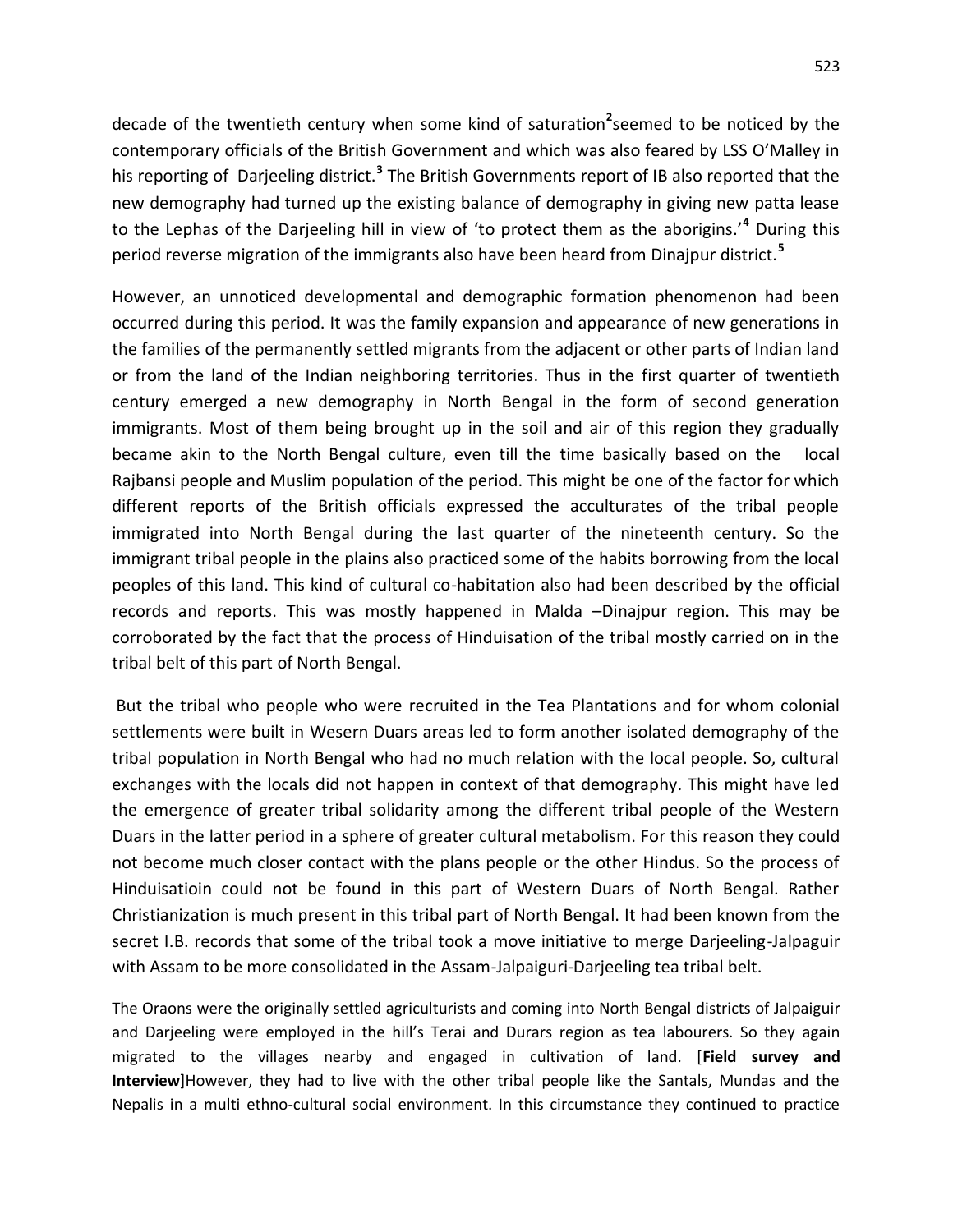decade of the twentieth century when some kind of saturation[2]seemed to be noticed by the contemporary officials of the British Government and which was also feared by LSS O'Malley in his reporting of Darjeeling district.[3] The British Governments report of IB also reported that the new demography had turned up the existing balance of demography in giving new patta lease to the Lephas of the Darjeeling hill in view of 'to protect them as the aborigins.'[4] During this period reverse migration of the immigrants also have been heard from Dinajpur district.[5]

However, an unnoticed developmental and demographic formation phenomenon had been occurred during this period. It was the family expansion and appearance of new generations in the families of the permanently settled migrants from the adjacent or other parts of Indian land or from the land of the Indian neighboring territories. Thus in the first quarter of twentieth century emerged a new demography in North Bengal in the form of second generation immigrants. Most of them being brought up in the soil and air of this region they gradually became akin to the North Bengal culture, even till the time basically based on the local Rajbansi people and Muslim population of the period. This might be one of the factor for which different reports of the British officials expressed the acculturates of the tribal people immigrated into North Bengal during the last quarter of the nineteenth century. So the immigrant tribal people in the plains also practiced some of the habits borrowing from the local peoples of this land. This kind of cultural co-habitation also had been described by the official records and reports. This was mostly happened in Malda –Dinajpur region. This may be corroborated by the fact that the process of Hinduisation of the tribal mostly carried on in the tribal belt of this part of North Bengal.

But the tribal who people who were recruited in the Tea Plantations and for whom colonial settlements were built in Wesern Duars areas led to form another isolated demography of the tribal population in North Bengal who had no much relation with the local people. So, cultural exchanges with the locals did not happen in context of that demography. This might have led the emergence of greater tribal solidarity among the different tribal people of the Western Duars in the latter period in a sphere of greater cultural metabolism. For this reason they could not become much closer contact with the plans people or the other Hindus. So the process of Hinduisatioin could not be found in this part of Western Duars of North Bengal. Rather Christianization is much present in this tribal part of North Bengal. It had been known from the secret I.B. records that some of the tribal took a move initiative to merge Darjeeling-Jalpaguir with Assam to be more consolidated in the Assam-Jalpaiguri-Darjeeling tea tribal belt.

The Oraons were the originally settled agriculturists and coming into North Bengal districts of Jalpaiguir and Darjeeling were employed in the hill's Terai and Durars region as tea labourers. So they again migrated to the villages nearby and engaged in cultivation of land. [**Field survey and Interview**]However, they had to live with the other tribal people like the Santals, Mundas and the Nepalis in a multi ethno-cultural social environment. In this circumstance they continued to practice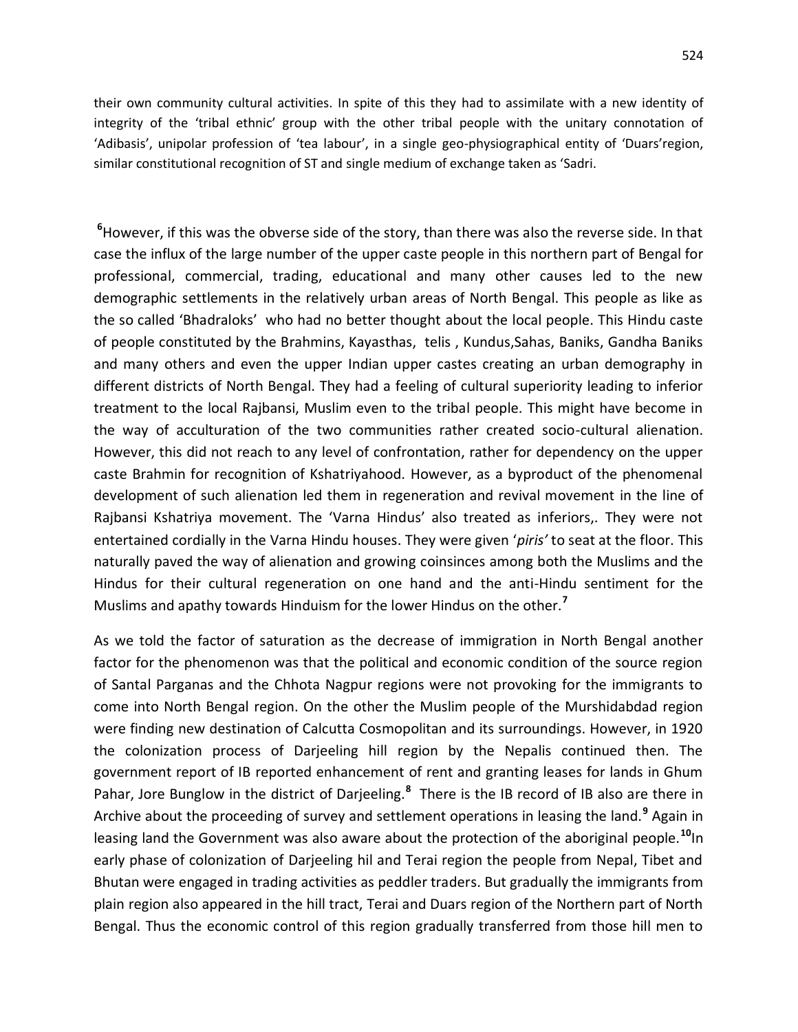their own community cultural activities. In spite of this they had to assimilate with a new identity of integrity of the 'tribal ethnic' group with the other tribal people with the unitary connotation of 'Adibasis', unipolar profession of 'tea labour', in a single geo-physiographical entity of 'Duars'region, similar constitutional recognition of ST and single medium of exchange taken as 'Sadri.

[6]However, if this was the obverse side of the story, than there was also the reverse side. In that case the influx of the large number of the upper caste people in this northern part of Bengal for professional, commercial, trading, educational and many other causes led to the new demographic settlements in the relatively urban areas of North Bengal. This people as like as the so called 'Bhadraloks' who had no better thought about the local people. This Hindu caste of people constituted by the Brahmins, Kayasthas, telis , Kundus,Sahas, Baniks, Gandha Baniks and many others and even the upper Indian upper castes creating an urban demography in different districts of North Bengal. They had a feeling of cultural superiority leading to inferior treatment to the local Rajbansi, Muslim even to the tribal people. This might have become in the way of acculturation of the two communities rather created socio-cultural alienation. However, this did not reach to any level of confrontation, rather for dependency on the upper caste Brahmin for recognition of Kshatriyahood. However, as a byproduct of the phenomenal development of such alienation led them in regeneration and revival movement in the line of Rajbansi Kshatriya movement. The 'Varna Hindus' also treated as inferiors,. They were not entertained cordially in the Varna Hindu houses. They were given '*piris'* to seat at the floor. This naturally paved the way of alienation and growing coinsinces among both the Muslims and the Hindus for their cultural regeneration on one hand and the anti-Hindu sentiment for the Muslims and apathy towards Hinduism for the lower Hindus on the other.[7]

As we told the factor of saturation as the decrease of immigration in North Bengal another factor for the phenomenon was that the political and economic condition of the source region of Santal Parganas and the Chhota Nagpur regions were not provoking for the immigrants to come into North Bengal region. On the other the Muslim people of the Murshidabdad region were finding new destination of Calcutta Cosmopolitan and its surroundings. However, in 1920 the colonization process of Darjeeling hill region by the Nepalis continued then. The government report of IB reported enhancement of rent and granting leases for lands in Ghum Pahar, Jore Bunglow in the district of Darjeeling.[8] There is the IB record of IB also are there in Archive about the proceeding of survey and settlement operations in leasing the land.[9] Again in leasing land the Government was also aware about the protection of the aboriginal people.[10]In early phase of colonization of Darjeeling hil and Terai region the people from Nepal, Tibet and Bhutan were engaged in trading activities as peddler traders. But gradually the immigrants from plain region also appeared in the hill tract, Terai and Duars region of the Northern part of North Bengal. Thus the economic control of this region gradually transferred from those hill men to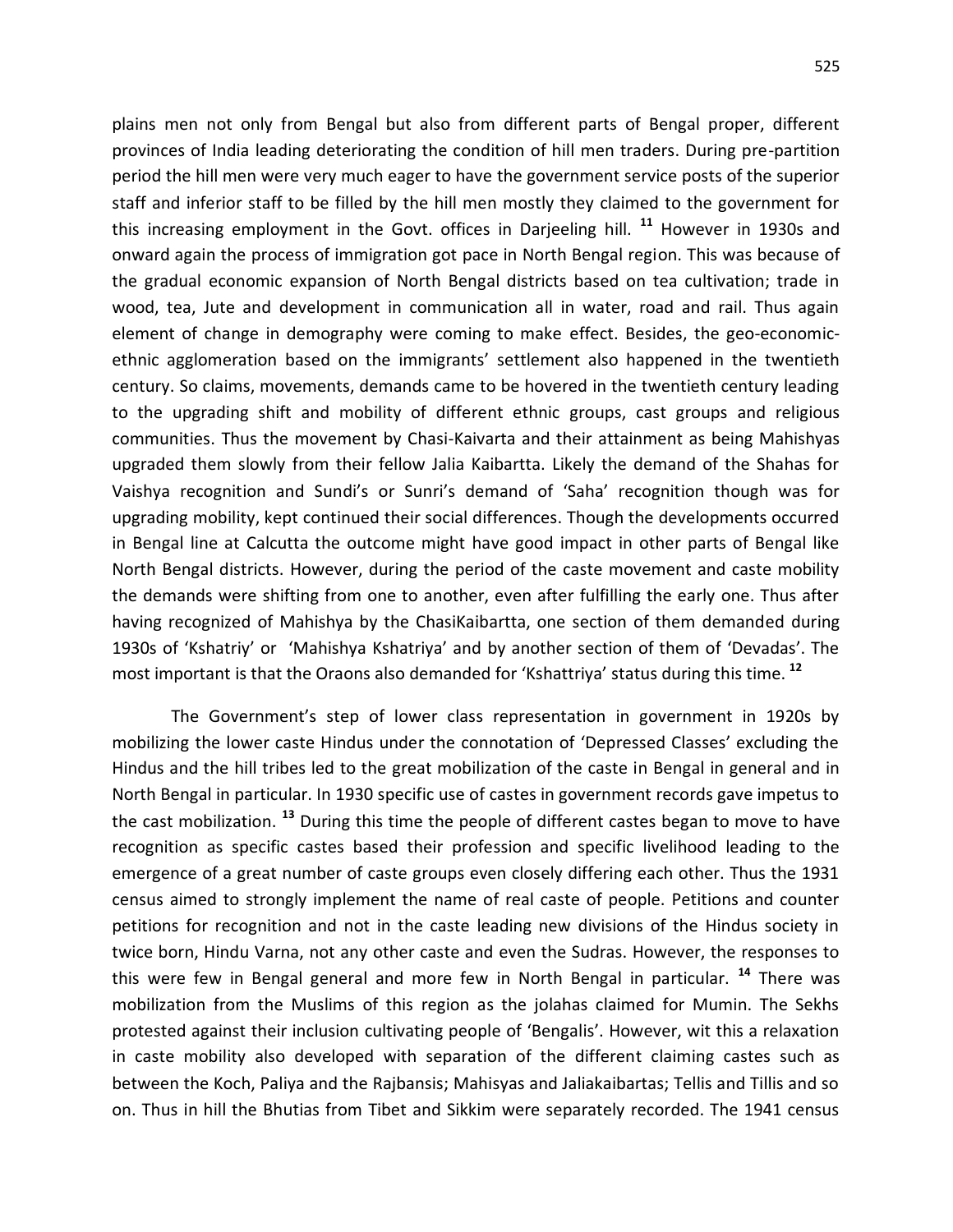plains men not only from Bengal but also from different parts of Bengal proper, different provinces of India leading deteriorating the condition of hill men traders. During pre-partition period the hill men were very much eager to have the government service posts of the superior staff and inferior staff to be filled by the hill men mostly they claimed to the government for this increasing employment in the Govt. offices in Darjeeling hill. [11] However in 1930s and onward again the process of immigration got pace in North Bengal region. This was because of the gradual economic expansion of North Bengal districts based on tea cultivation; trade in wood, tea, Jute and development in communication all in water, road and rail. Thus again element of change in demography were coming to make effect. Besides, the geo-economic-ethnic agglomeration based on the immigrants' settlement also happened in the twentieth century. So claims, movements, demands came to be hovered in the twentieth century leading to the upgrading shift and mobility of different ethnic groups, cast groups and religious communities. Thus the movement by Chasi-Kaivarta and their attainment as being Mahishyas upgraded them slowly from their fellow Jalia Kaibartta. Likely the demand of the Shahas for Vaishya recognition and Sundi's or Sunri's demand of 'Saha' recognition though was for upgrading mobility, kept continued their social differences. Though the developments occurred in Bengal line at Calcutta the outcome might have good impact in other parts of Bengal like North Bengal districts. However, during the period of the caste movement and caste mobility the demands were shifting from one to another, even after fulfilling the early one. Thus after having recognized of Mahishya by the ChasiKaibartta, one section of them demanded during 1930s of 'Kshatriy' or 'Mahishya Kshatriya' and by another section of them of 'Devadas'. The most important is that the Oraons also demanded for 'Kshattriya' status during this time. [12]

The Government's step of lower class representation in government in 1920s by mobilizing the lower caste Hindus under the connotation of 'Depressed Classes' excluding the Hindus and the hill tribes led to the great mobilization of the caste in Bengal in general and in North Bengal in particular. In 1930 specific use of castes in government records gave impetus to the cast mobilization. [13] During this time the people of different castes began to move to have recognition as specific castes based their profession and specific livelihood leading to the emergence of a great number of caste groups even closely differing each other. Thus the 1931 census aimed to strongly implement the name of real caste of people. Petitions and counter petitions for recognition and not in the caste leading new divisions of the Hindus society in twice born, Hindu Varna, not any other caste and even the Sudras. However, the responses to this were few in Bengal general and more few in North Bengal in particular. [14] There was mobilization from the Muslims of this region as the jolahas claimed for Mumin. The Sekhs protested against their inclusion cultivating people of 'Bengalis'. However, wit this a relaxation in caste mobility also developed with separation of the different claiming castes such as between the Koch, Paliya and the Rajbansis; Mahisyas and Jaliakaibartas; Tellis and Tillis and so on. Thus in hill the Bhutias from Tibet and Sikkim were separately recorded. The 1941 census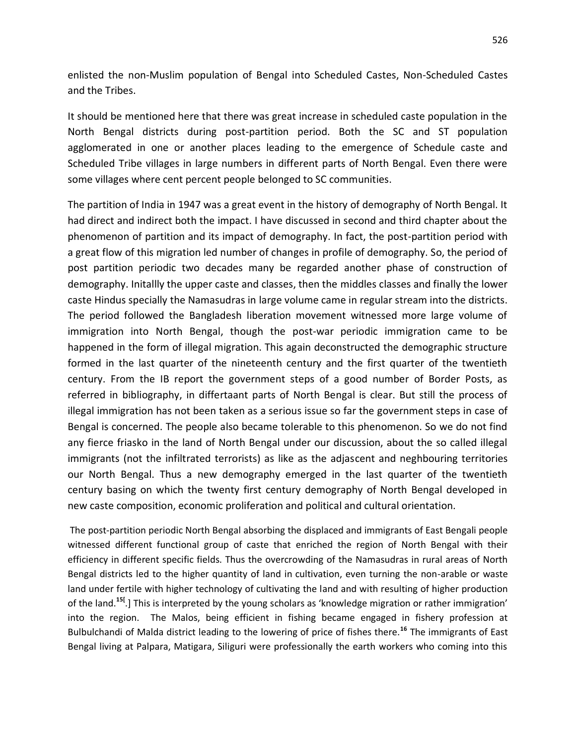enlisted the non-Muslim population of Bengal into Scheduled Castes, Non-Scheduled Castes and the Tribes.

It should be mentioned here that there was great increase in scheduled caste population in the North Bengal districts during post-partition period. Both the SC and ST population agglomerated in one or another places leading to the emergence of Schedule caste and Scheduled Tribe villages in large numbers in different parts of North Bengal. Even there were some villages where cent percent people belonged to SC communities.

The partition of India in 1947 was a great event in the history of demography of North Bengal. It had direct and indirect both the impact. I have discussed in second and third chapter about the phenomenon of partition and its impact of demography. In fact, the post-partition period with a great flow of this migration led number of changes in profile of demography. So, the period of post partition periodic two decades many be regarded another phase of construction of demography. Initallly the upper caste and classes, then the middles classes and finally the lower caste Hindus specially the Namasudras in large volume came in regular stream into the districts. The period followed the Bangladesh liberation movement witnessed more large volume of immigration into North Bengal, though the post-war periodic immigration came to be happened in the form of illegal migration. This again deconstructed the demographic structure formed in the last quarter of the nineteenth century and the first quarter of the twentieth century. From the IB report the government steps of a good number of Border Posts, as referred in bibliography, in differtaant parts of North Bengal is clear. But still the process of illegal immigration has not been taken as a serious issue so far the government steps in case of Bengal is concerned. The people also became tolerable to this phenomenon. So we do not find any fierce friasko in the land of North Bengal under our discussion, about the so called illegal immigrants (not the infiltrated terrorists) as like as the adjascent and neghbouring territories our North Bengal. Thus a new demography emerged in the last quarter of the twentieth century basing on which the twenty first century demography of North Bengal developed in new caste composition, economic proliferation and political and cultural orientation.

The post-partition periodic North Bengal absorbing the displaced and immigrants of East Bengali people witnessed different functional group of caste that enriched the region of North Bengal with their efficiency in different specific fields. Thus the overcrowding of the Namasudras in rural areas of North Bengal districts led to the higher quantity of land in cultivation, even turning the non-arable or waste land under fertile with higher technology of cultivating the land and with resulting of higher production of the land.[15][.] This is interpreted by the young scholars as 'knowledge migration or rather immigration' into the region. The Malos, being efficient in fishing became engaged in fishery profession at Bulbulchandi of Malda district leading to the lowering of price of fishes there.[16] The immigrants of East Bengal living at Palpara, Matigara, Siliguri were professionally the earth workers who coming into this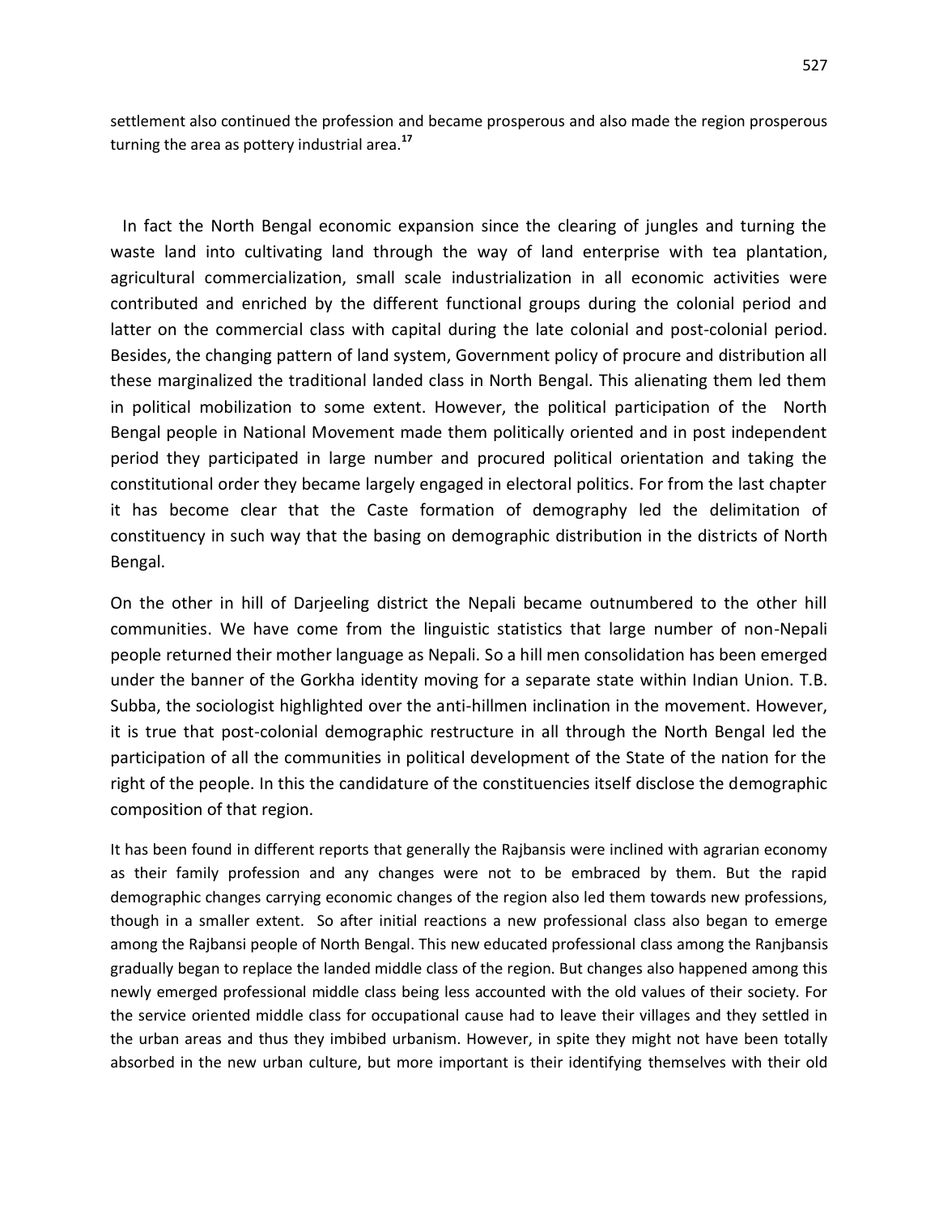settlement also continued the profession and became prosperous and also made the region prosperous turning the area as pottery industrial area.[17]

In fact the North Bengal economic expansion since the clearing of jungles and turning the waste land into cultivating land through the way of land enterprise with tea plantation, agricultural commercialization, small scale industrialization in all economic activities were contributed and enriched by the different functional groups during the colonial period and latter on the commercial class with capital during the late colonial and post-colonial period. Besides, the changing pattern of land system, Government policy of procure and distribution all these marginalized the traditional landed class in North Bengal. This alienating them led them in political mobilization to some extent. However, the political participation of the North Bengal people in National Movement made them politically oriented and in post independent period they participated in large number and procured political orientation and taking the constitutional order they became largely engaged in electoral politics. For from the last chapter it has become clear that the Caste formation of demography led the delimitation of constituency in such way that the basing on demographic distribution in the districts of North Bengal.

On the other in hill of Darjeeling district the Nepali became outnumbered to the other hill communities. We have come from the linguistic statistics that large number of non-Nepali people returned their mother language as Nepali. So a hill men consolidation has been emerged under the banner of the Gorkha identity moving for a separate state within Indian Union. T.B. Subba, the sociologist highlighted over the anti-hillmen inclination in the movement. However, it is true that post-colonial demographic restructure in all through the North Bengal led the participation of all the communities in political development of the State of the nation for the right of the people. In this the candidature of the constituencies itself disclose the demographic composition of that region.

It has been found in different reports that generally the Rajbansis were inclined with agrarian economy as their family profession and any changes were not to be embraced by them. But the rapid demographic changes carrying economic changes of the region also led them towards new professions, though in a smaller extent. So after initial reactions a new professional class also began to emerge among the Rajbansi people of North Bengal. This new educated professional class among the Ranjbansis gradually began to replace the landed middle class of the region. But changes also happened among this newly emerged professional middle class being less accounted with the old values of their society. For the service oriented middle class for occupational cause had to leave their villages and they settled in the urban areas and thus they imbibed urbanism. However, in spite they might not have been totally absorbed in the new urban culture, but more important is their identifying themselves with their old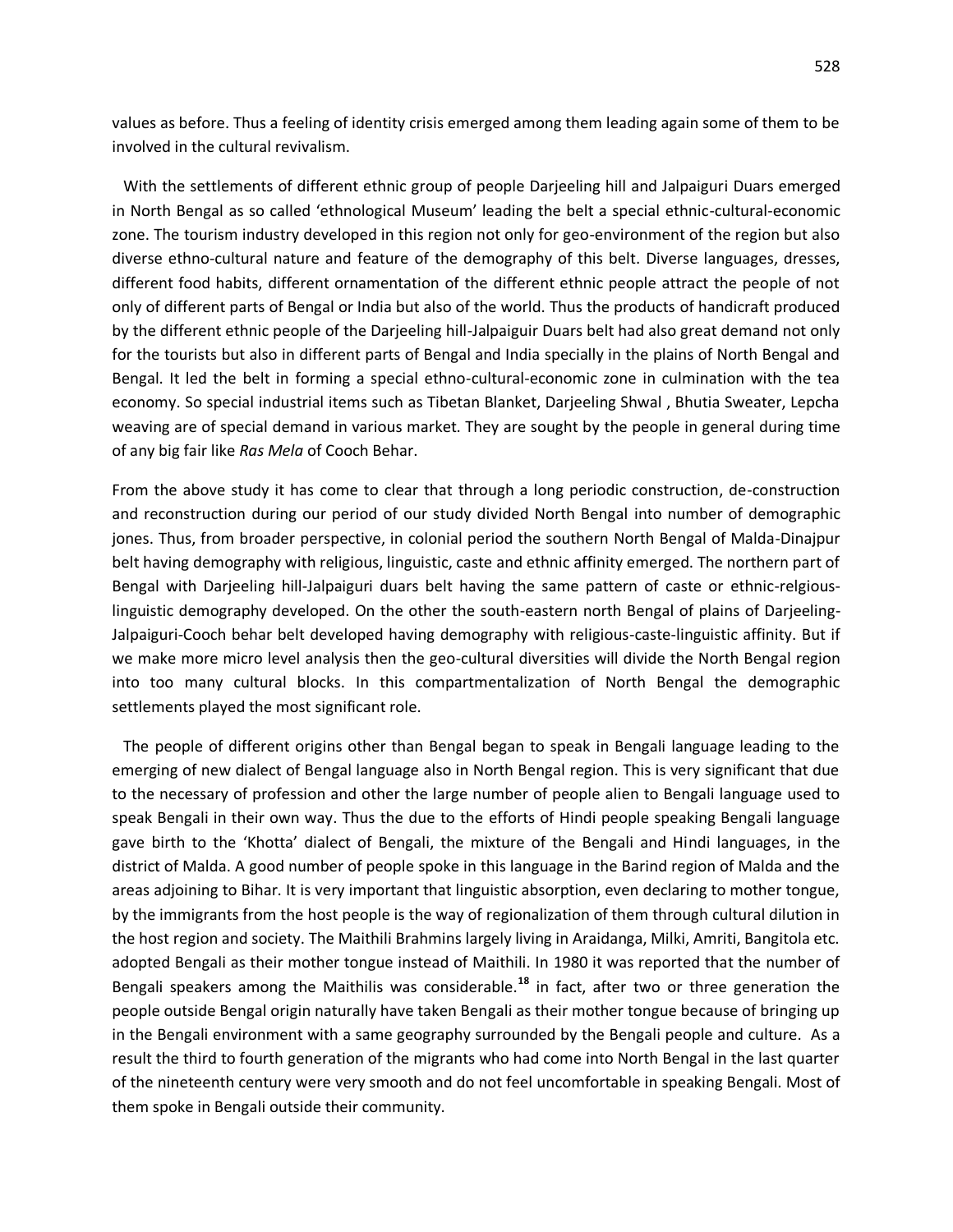values as before. Thus a feeling of identity crisis emerged among them leading again some of them to be involved in the cultural revivalism.

With the settlements of different ethnic group of people Darjeeling hill and Jalpaiguri Duars emerged in North Bengal as so called 'ethnological Museum' leading the belt a special ethnic-cultural-economic zone. The tourism industry developed in this region not only for geo-environment of the region but also diverse ethno-cultural nature and feature of the demography of this belt. Diverse languages, dresses, different food habits, different ornamentation of the different ethnic people attract the people of not only of different parts of Bengal or India but also of the world. Thus the products of handicraft produced by the different ethnic people of the Darjeeling hill-Jalpaiguir Duars belt had also great demand not only for the tourists but also in different parts of Bengal and India specially in the plains of North Bengal and Bengal. It led the belt in forming a special ethno-cultural-economic zone in culmination with the tea economy. So special industrial items such as Tibetan Blanket, Darjeeling Shwal , Bhutia Sweater, Lepcha weaving are of special demand in various market. They are sought by the people in general during time of any big fair like *Ras Mela* of Cooch Behar.

From the above study it has come to clear that through a long periodic construction, de-construction and reconstruction during our period of our study divided North Bengal into number of demographic jones. Thus, from broader perspective, in colonial period the southern North Bengal of Malda-Dinajpur belt having demography with religious, linguistic, caste and ethnic affinity emerged. The northern part of Bengal with Darjeeling hill-Jalpaiguri duars belt having the same pattern of caste or ethnic-relgious-linguistic demography developed. On the other the south-eastern north Bengal of plains of Darjeeling-Jalpaiguri-Cooch behar belt developed having demography with religious-caste-linguistic affinity. But if we make more micro level analysis then the geo-cultural diversities will divide the North Bengal region into too many cultural blocks. In this compartmentalization of North Bengal the demographic settlements played the most significant role.

The people of different origins other than Bengal began to speak in Bengali language leading to the emerging of new dialect of Bengal language also in North Bengal region. This is very significant that due to the necessary of profession and other the large number of people alien to Bengali language used to speak Bengali in their own way. Thus the due to the efforts of Hindi people speaking Bengali language gave birth to the 'Khotta' dialect of Bengali, the mixture of the Bengali and Hindi languages, in the district of Malda. A good number of people spoke in this language in the Barind region of Malda and the areas adjoining to Bihar. It is very important that linguistic absorption, even declaring to mother tongue, by the immigrants from the host people is the way of regionalization of them through cultural dilution in the host region and society. The Maithili Brahmins largely living in Araidanga, Milki, Amriti, Bangitola etc. adopted Bengali as their mother tongue instead of Maithili. In 1980 it was reported that the number of Bengali speakers among the Maithilis was considerable.[18] in fact, after two or three generation the people outside Bengal origin naturally have taken Bengali as their mother tongue because of bringing up in the Bengali environment with a same geography surrounded by the Bengali people and culture. As a result the third to fourth generation of the migrants who had come into North Bengal in the last quarter of the nineteenth century were very smooth and do not feel uncomfortable in speaking Bengali. Most of them spoke in Bengali outside their community.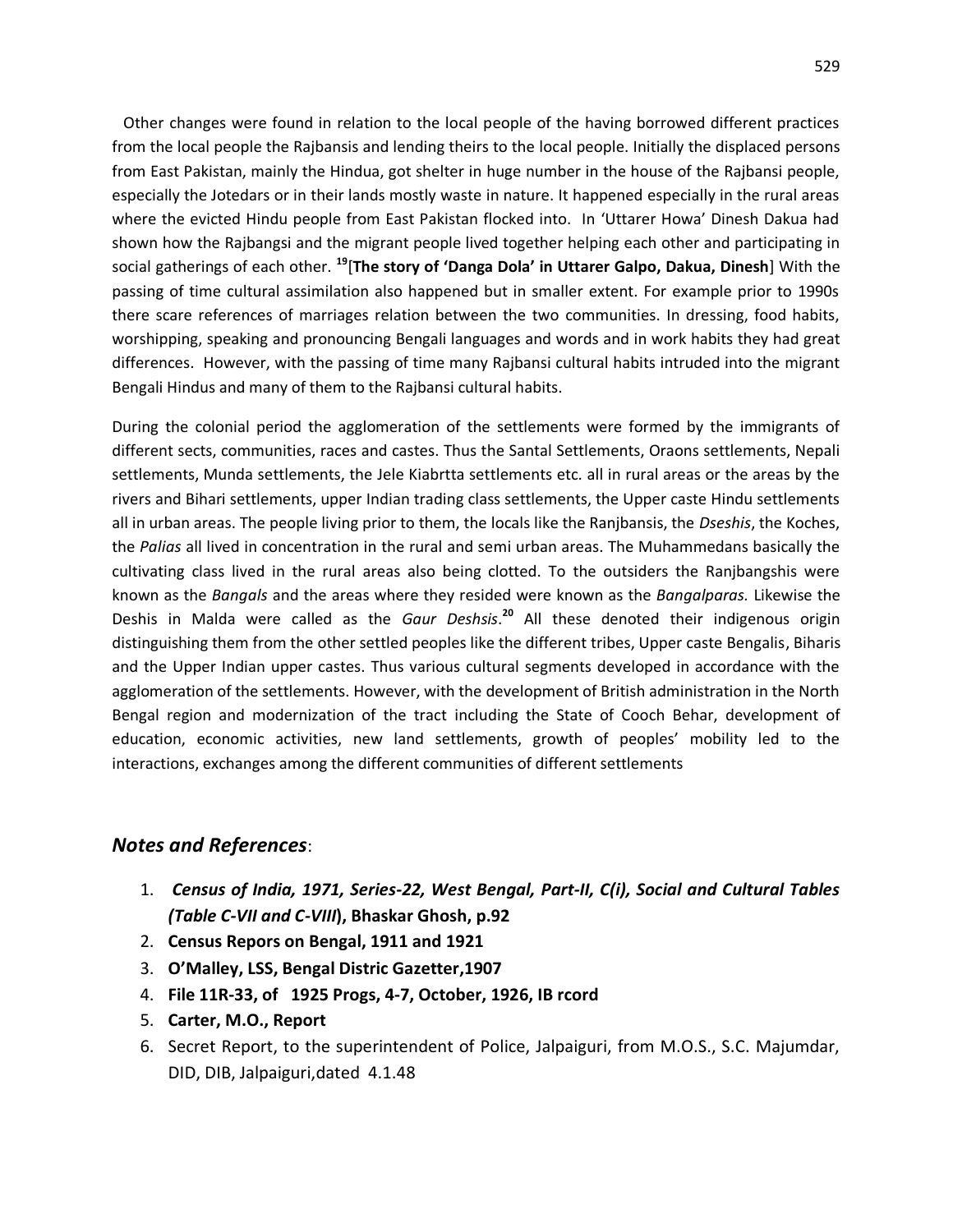Other changes were found in relation to the local people of the having borrowed different practices from the local people the Rajbansis and lending theirs to the local people. Initially the displaced persons from East Pakistan, mainly the Hindua, got shelter in huge number in the house of the Rajbansi people, especially the Jotedars or in their lands mostly waste in nature. It happened especially in the rural areas where the evicted Hindu people from East Pakistan flocked into. In 'Uttarer Howa' Dinesh Dakua had shown how the Rajbangsi and the migrant people lived together helping each other and participating in social gatherings of each other. [19][**The story of 'Danga Dola' in Uttarer Galpo, Dakua, Dinesh**] With the passing of time cultural assimilation also happened but in smaller extent. For example prior to 1990s there scare references of marriages relation between the two communities. In dressing, food habits, worshipping, speaking and pronouncing Bengali languages and words and in work habits they had great differences. However, with the passing of time many Rajbansi cultural habits intruded into the migrant Bengali Hindus and many of them to the Rajbansi cultural habits.

During the colonial period the agglomeration of the settlements were formed by the immigrants of different sects, communities, races and castes. Thus the Santal Settlements, Oraons settlements, Nepali settlements, Munda settlements, the Jele Kiabrtta settlements etc. all in rural areas or the areas by the rivers and Bihari settlements, upper Indian trading class settlements, the Upper caste Hindu settlements all in urban areas. The people living prior to them, the locals like the Ranjbansis, the *Dseshis*, the Koches, the *Palias* all lived in concentration in the rural and semi urban areas. The Muhammedans basically the cultivating class lived in the rural areas also being clotted. To the outsiders the Ranjbangshis were known as the *Bangals* and the areas where they resided were known as the *Bangalparas.* Likewise the Deshis in Malda were called as the *Gaur Deshsis*.[20] All these denoted their indigenous origin distinguishing them from the other settled peoples like the different tribes, Upper caste Bengalis, Biharis and the Upper Indian upper castes. Thus various cultural segments developed in accordance with the agglomeration of the settlements. However, with the development of British administration in the North Bengal region and modernization of the tract including the State of Cooch Behar, development of education, economic activities, new land settlements, growth of peoples' mobility led to the interactions, exchanges among the different communities of different settlements

## *Notes and References*:

1. ***Census of India, 1971, Series-22, West Bengal, Part-II, C(i), Social and Cultural Tables (Table C-VII and C-VIII)*, Bhaskar Ghosh, p.92**
2. **Census Repors on Bengal, 1911 and 1921**
3. **O'Malley, LSS, Bengal Distric Gazetter,1907**
4. **File 11R-33, of 1925 Progs, 4-7, October, 1926, IB rcord**
5. **Carter, M.O., Report**
6. Secret Report, to the superintendent of Police, Jalpaiguri, from M.O.S., S.C. Majumdar, DID, DIB, Jalpaiguri,dated 4.1.48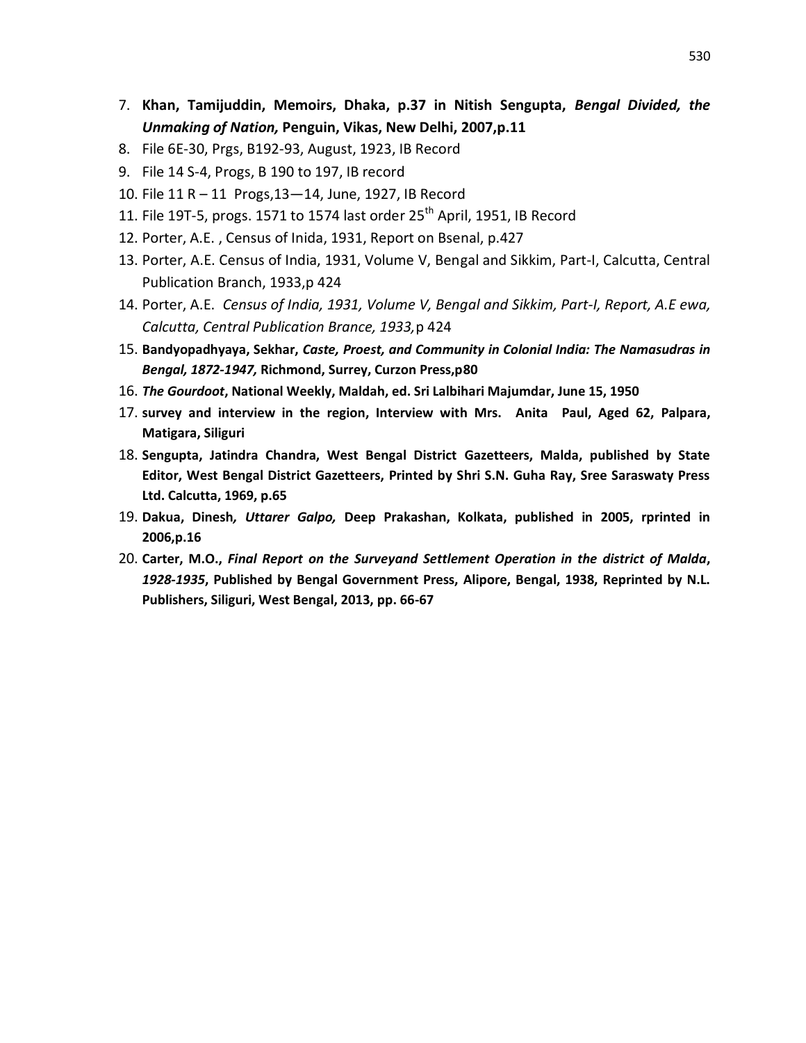7. **Khan, Tamijuddin, Memoirs, Dhaka, p.37 in Nitish Sengupta, *Bengal Divided, the Unmaking of Nation,* Penguin, Vikas, New Delhi, 2007,p.11**
8. File 6E-30, Prgs, B192-93, August, 1923, IB Record
9. File 14 S-4, Progs, B 190 to 197, IB record
10. File 11 R – 11 Progs,13—14, June, 1927, IB Record
11. File 19T-5, progs. 1571 to 1574 last order 25th April, 1951, IB Record
12. Porter, A.E. , Census of Inida, 1931, Report on Bsenal, p.427
13. Porter, A.E. Census of India, 1931, Volume V, Bengal and Sikkim, Part-I, Calcutta, Central Publication Branch, 1933,p 424
14. Porter, A.E. *Census of India, 1931, Volume V, Bengal and Sikkim, Part-I, Report, A.E ewa, Calcutta, Central Publication Brance, 1933,* p 424
15. **Bandyopadhyaya, Sekhar, *Caste, Proest, and Community in Colonial India: The Namasudras in Bengal, 1872-1947,* Richmond, Surrey, Curzon Press,p80**
16. ***The Gourdoot*, National Weekly, Maldah, ed. Sri Lalbihari Majumdar, June 15, 1950**
17. **survey and interview in the region, Interview with Mrs. Anita Paul, Aged 62, Palpara, Matigara, Siliguri**
18. **Sengupta, Jatindra Chandra, West Bengal District Gazetteers, Malda, published by State Editor, West Bengal District Gazetteers, Printed by Shri S.N. Guha Ray, Sree Saraswaty Press Ltd. Calcutta, 1969, p.65**
19. **Dakua, Dinesh*, Uttarer Galpo,* Deep Prakashan, Kolkata, published in 2005, rprinted in 2006,p.16**
20. **Carter, M.O., *Final Report on the Surveyand Settlement Operation in the district of Malda*, *1928-1935*, Published by Bengal Government Press, Alipore, Bengal, 1938, Reprinted by N.L. Publishers, Siliguri, West Bengal, 2013, pp. 66-67**